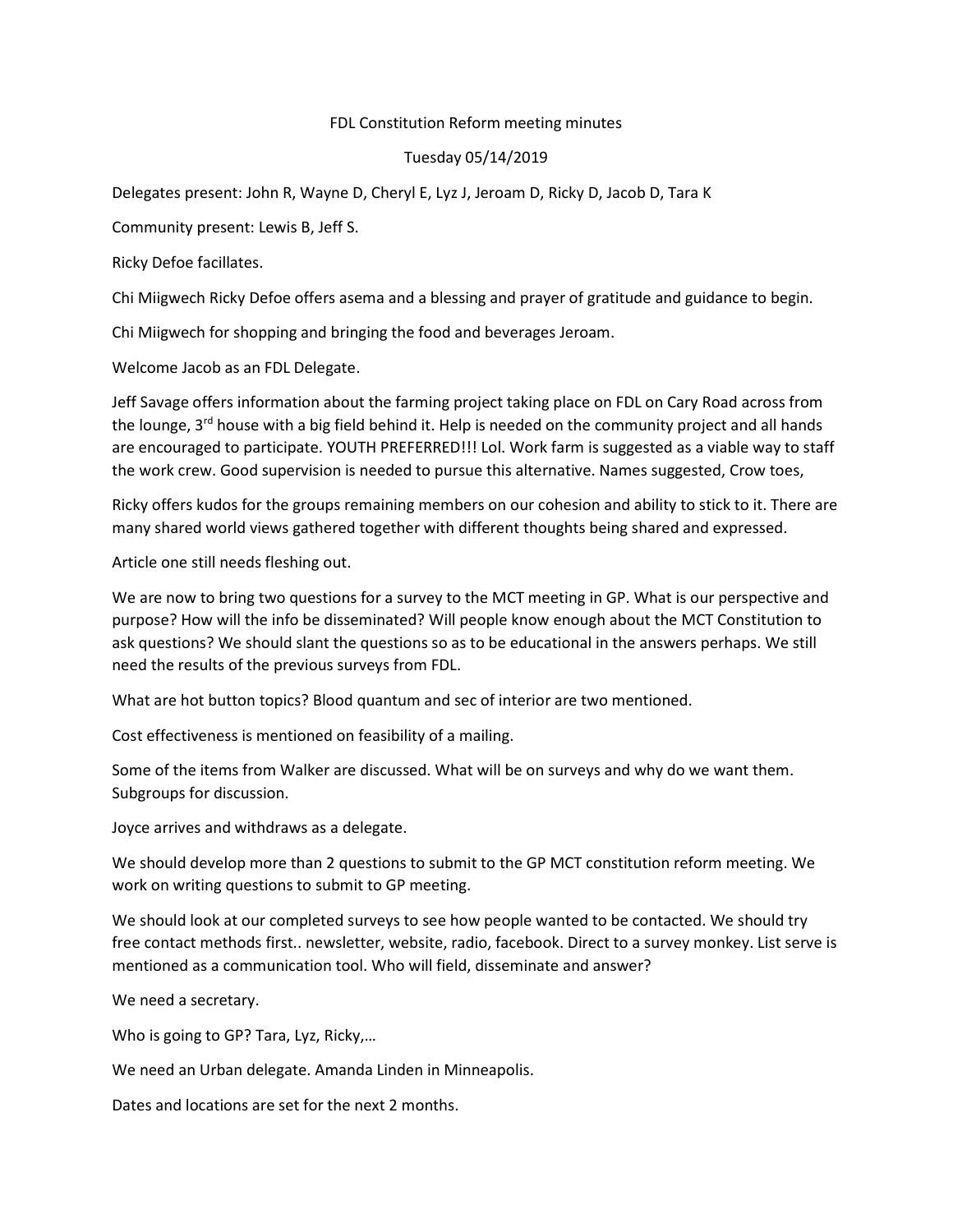FDL Constitution Reform meeting minutes

Tuesday 05/14/2019

Delegates present: John R, Wayne D, Cheryl E, Lyz J, Jeroam D, Ricky D, Jacob D, Tara K

Community present: Lewis B, Jeff S.

Ricky Defoe facillates.

Chi Miigwech Ricky Defoe offers asema and a blessing and prayer of gratitude and guidance to begin.

Chi Miigwech for shopping and bringing the food and beverages Jeroam.

Welcome Jacob as an FDL Delegate.

Jeff Savage offers information about the farming project taking place on FDL on Cary Road across from the lounge, 3rd house with a big field behind it. Help is needed on the community project and all hands are encouraged to participate. YOUTH PREFERRED!!! Lol. Work farm is suggested as a viable way to staff the work crew. Good supervision is needed to pursue this alternative. Names suggested, Crow toes,

Ricky offers kudos for the groups remaining members on our cohesion and ability to stick to it. There are many shared world views gathered together with different thoughts being shared and expressed.

Article one still needs fleshing out.

We are now to bring two questions for a survey to the MCT meeting in GP. What is our perspective and purpose? How will the info be disseminated? Will people know enough about the MCT Constitution to ask questions? We should slant the questions so as to be educational in the answers perhaps. We still need the results of the previous surveys from FDL.

What are hot button topics? Blood quantum and sec of interior are two mentioned.

Cost effectiveness is mentioned on feasibility of a mailing.

Some of the items from Walker are discussed. What will be on surveys and why do we want them. Subgroups for discussion.

Joyce arrives and withdraws as a delegate.

We should develop more than 2 questions to submit to the GP MCT constitution reform meeting. We work on writing questions to submit to GP meeting.

We should look at our completed surveys to see how people wanted to be contacted. We should try free contact methods first.. newsletter, website, radio, facebook. Direct to a survey monkey. List serve is mentioned as a communication tool. Who will field, disseminate and answer?

We need a secretary.

Who is going to GP? Tara, Lyz, Ricky,…

We need an Urban delegate. Amanda Linden in Minneapolis.

Dates and locations are set for the next 2 months.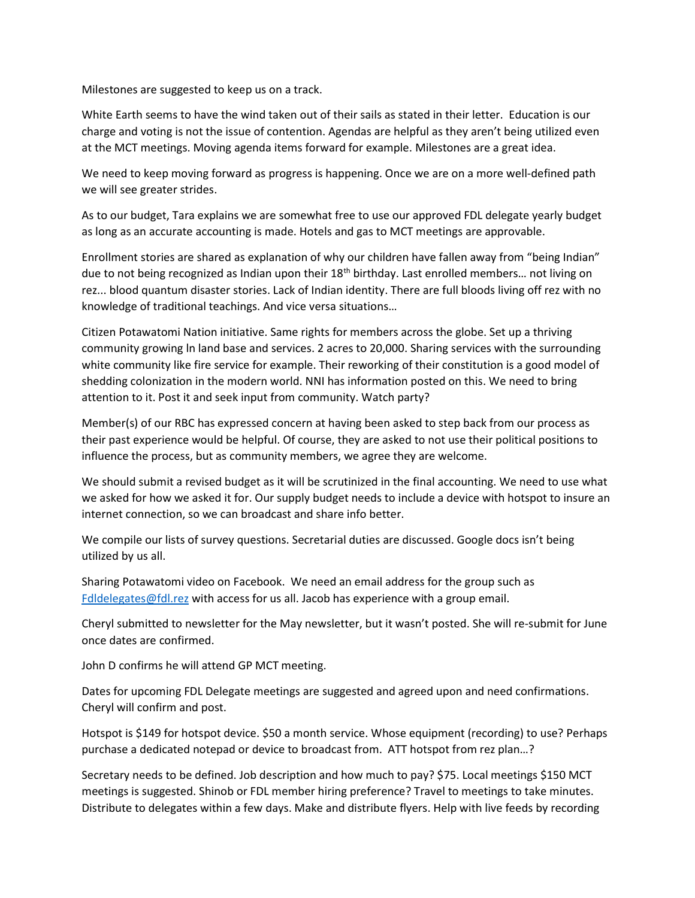Milestones are suggested to keep us on a track.

White Earth seems to have the wind taken out of their sails as stated in their letter. Education is our charge and voting is not the issue of contention. Agendas are helpful as they aren't being utilized even at the MCT meetings. Moving agenda items forward for example. Milestones are a great idea.

We need to keep moving forward as progress is happening. Once we are on a more well-defined path we will see greater strides.

As to our budget, Tara explains we are somewhat free to use our approved FDL delegate yearly budget as long as an accurate accounting is made. Hotels and gas to MCT meetings are approvable.

Enrollment stories are shared as explanation of why our children have fallen away from "being Indian" due to not being recognized as Indian upon their 18th birthday. Last enrolled members… not living on rez... blood quantum disaster stories. Lack of Indian identity. There are full bloods living off rez with no knowledge of traditional teachings. And vice versa situations…

Citizen Potawatomi Nation initiative. Same rights for members across the globe. Set up a thriving community growing ln land base and services. 2 acres to 20,000. Sharing services with the surrounding white community like fire service for example. Their reworking of their constitution is a good model of shedding colonization in the modern world. NNI has information posted on this. We need to bring attention to it. Post it and seek input from community. Watch party?

Member(s) of our RBC has expressed concern at having been asked to step back from our process as their past experience would be helpful. Of course, they are asked to not use their political positions to influence the process, but as community members, we agree they are welcome.

We should submit a revised budget as it will be scrutinized in the final accounting. We need to use what we asked for how we asked it for. Our supply budget needs to include a device with hotspot to insure an internet connection, so we can broadcast and share info better.

We compile our lists of survey questions. Secretarial duties are discussed. Google docs isn't being utilized by us all.

Sharing Potawatomi video on Facebook. We need an email address for the group such as Fdldelegates@fdl.rez with access for us all. Jacob has experience with a group email.

Cheryl submitted to newsletter for the May newsletter, but it wasn't posted. She will re-submit for June once dates are confirmed.

John D confirms he will attend GP MCT meeting.

Dates for upcoming FDL Delegate meetings are suggested and agreed upon and need confirmations. Cheryl will confirm and post.

Hotspot is $149 for hotspot device. $50 a month service. Whose equipment (recording) to use? Perhaps purchase a dedicated notepad or device to broadcast from. ATT hotspot from rez plan…?

Secretary needs to be defined. Job description and how much to pay? $75. Local meetings $150 MCT meetings is suggested. Shinob or FDL member hiring preference? Travel to meetings to take minutes. Distribute to delegates within a few days. Make and distribute flyers. Help with live feeds by recording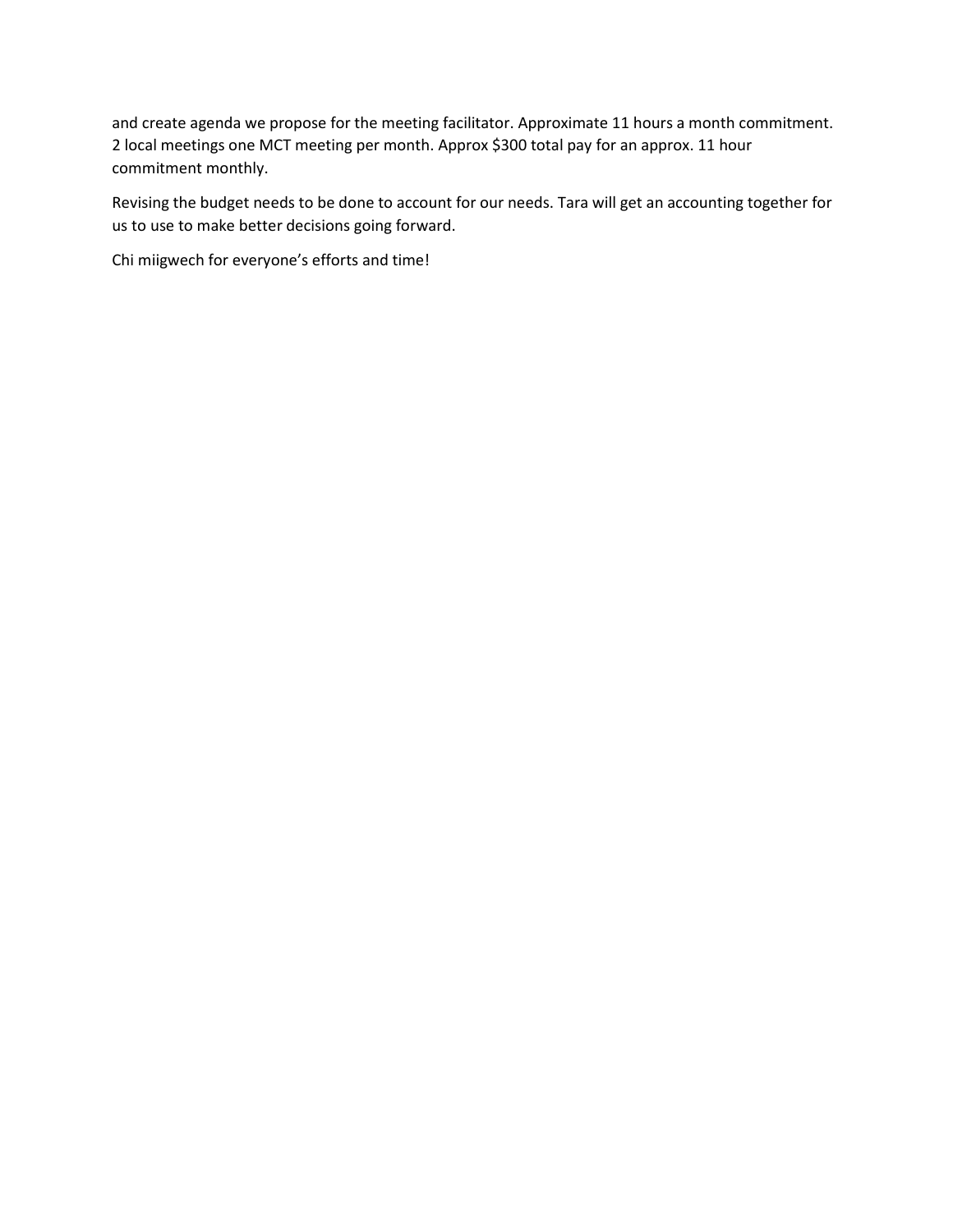and create agenda we propose for the meeting facilitator. Approximate 11 hours a month commitment. 2 local meetings one MCT meeting per month. Approx $300 total pay for an approx. 11 hour commitment monthly.

Revising the budget needs to be done to account for our needs. Tara will get an accounting together for us to use to make better decisions going forward.

Chi miigwech for everyone's efforts and time!